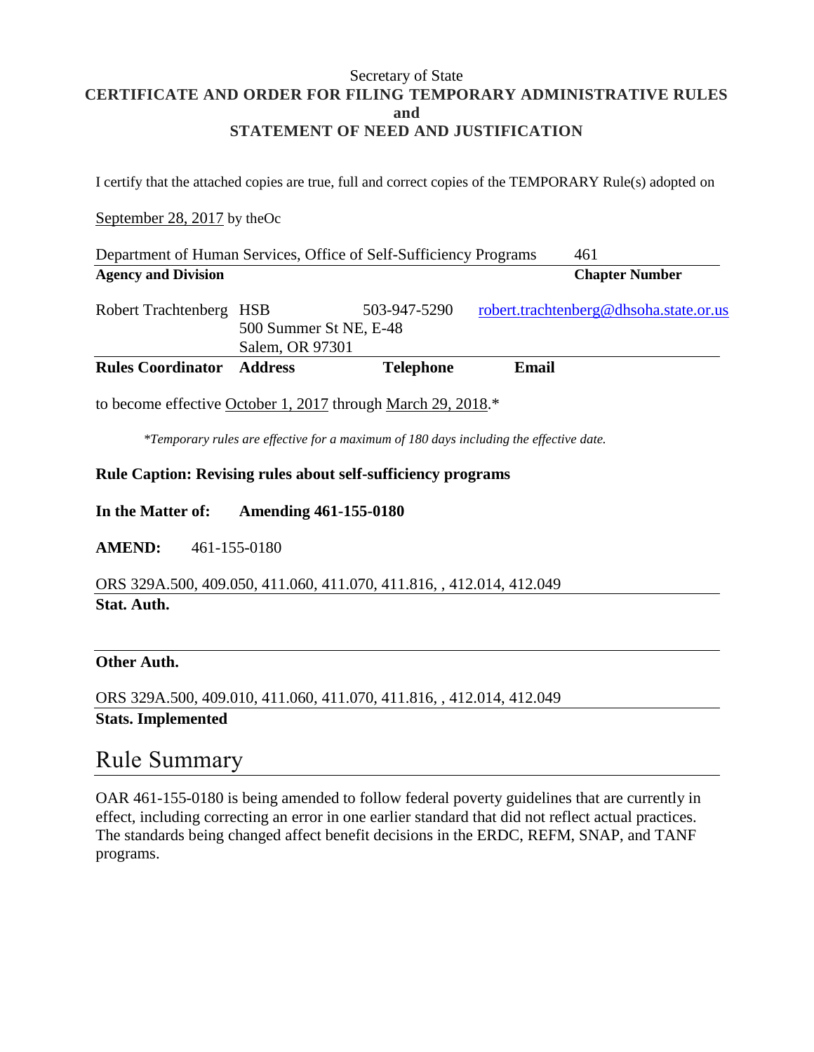Secretary of State

**CERTIFICATE AND ORDER FOR FILING TEMPORARY ADMINISTRATIVE RULES**
**and**
**STATEMENT OF NEED AND JUSTIFICATION**

I certify that the attached copies are true, full and correct copies of the TEMPORARY Rule(s) adopted on

September 28, 2017 by theOc

| Department of Human Services, Office of Self-Sufficiency Programs | 461 |
|---|---|
| **Agency and Division** | **Chapter Number** |

| Robert Trachtenberg | HSB<br>500 Summer St NE, E-48<br>Salem, OR 97301 | 503-947-5290 | robert.trachtenberg@dhsoha.state.or.us |
|---|---|---|---|
| **Rules Coordinator** | **Address** | **Telephone** | **Email** |

to become effective October 1, 2017 through March 29, 2018.*

*\*Temporary rules are effective for a maximum of 180 days including the effective date.*

**Rule Caption: Revising rules about self-sufficiency programs**

**In the Matter of:** **Amending 461-155-0180**

**AMEND:** 461-155-0180

ORS 329A.500, 409.050, 411.060, 411.070, 411.816, , 412.014, 412.049
**Stat. Auth.**

**Other Auth.**

ORS 329A.500, 409.010, 411.060, 411.070, 411.816, , 412.014, 412.049
**Stats. Implemented**

# Rule Summary

OAR 461-155-0180 is being amended to follow federal poverty guidelines that are currently in effect, including correcting an error in one earlier standard that did not reflect actual practices. The standards being changed affect benefit decisions in the ERDC, REFM, SNAP, and TANF programs.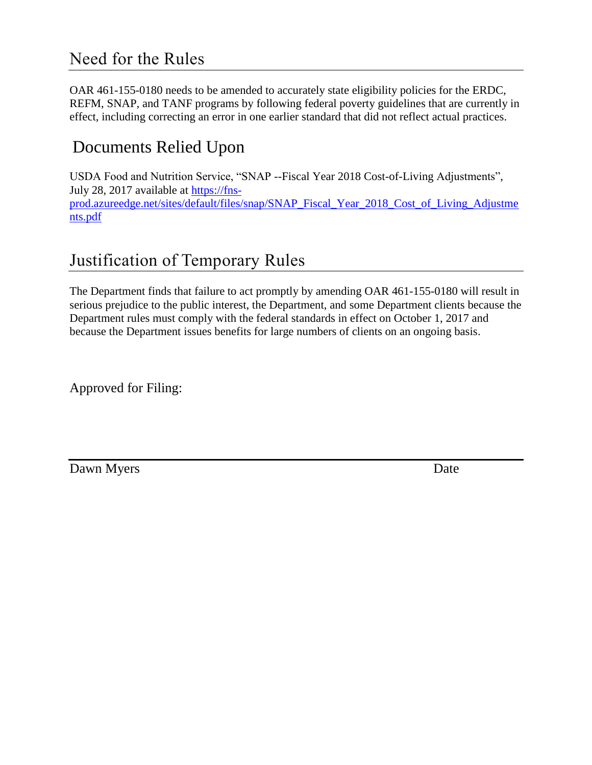## Need for the Rules

OAR 461-155-0180 needs to be amended to accurately state eligibility policies for the ERDC, REFM, SNAP, and TANF programs by following federal poverty guidelines that are currently in effect, including correcting an error in one earlier standard that did not reflect actual practices.

## Documents Relied Upon

USDA Food and Nutrition Service, "SNAP --Fiscal Year 2018 Cost-of-Living Adjustments", July 28, 2017 available at https://fns-prod.azureedge.net/sites/default/files/snap/SNAP_Fiscal_Year_2018_Cost_of_Living_Adjustments.pdf

## Justification of Temporary Rules

The Department finds that failure to act promptly by amending OAR 461-155-0180 will result in serious prejudice to the public interest, the Department, and some Department clients because the Department rules must comply with the federal standards in effect on October 1, 2017 and because the Department issues benefits for large numbers of clients on an ongoing basis.

Approved for Filing:

Dawn Myers                                                                                    Date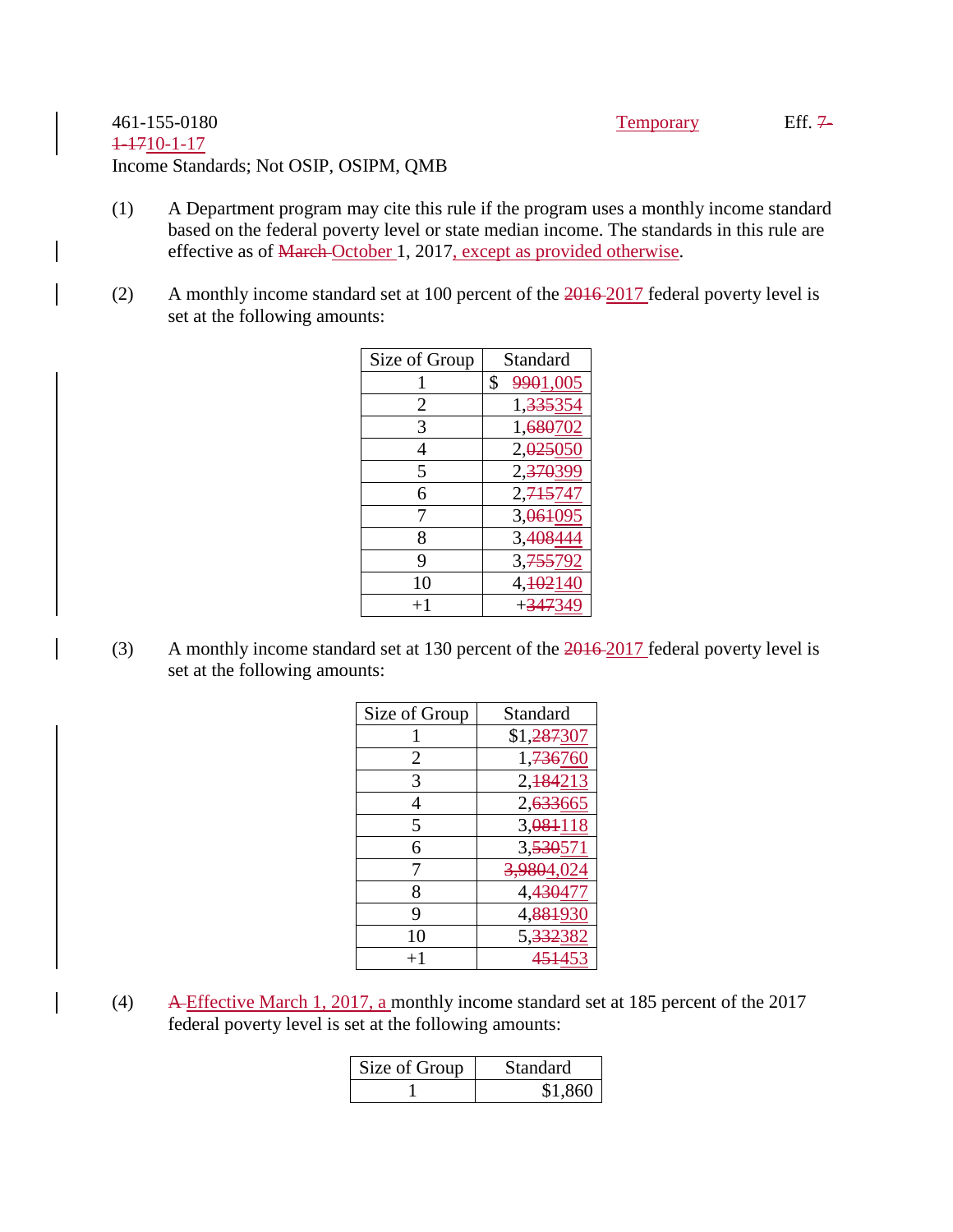461-155-0180 Temporary Eff. ~~7-1-17~~ 10-1-17

Income Standards; Not OSIP, OSIPM, QMB

(1) A Department program may cite this rule if the program uses a monthly income standard based on the federal poverty level or state median income. The standards in this rule are effective as of ~~March~~ October 1, 2017, except as provided otherwise.

(2) A monthly income standard set at 100 percent of the ~~2016~~ 2017 federal poverty level is set at the following amounts:

| Size of Group | Standard |
|---|---|
| 1 | $ ~~990~~1,005 |
| 2 | 1,~~335~~354 |
| 3 | 1,~~680~~702 |
| 4 | 2,~~025~~050 |
| 5 | 2,~~370~~399 |
| 6 | 2,~~715~~747 |
| 7 | 3,~~061~~095 |
| 8 | 3,~~408~~444 |
| 9 | 3,~~755~~792 |
| 10 | 4,~~102~~140 |
| +1 | +~~347~~349 |

(3) A monthly income standard set at 130 percent of the ~~2016~~ 2017 federal poverty level is set at the following amounts:

| Size of Group | Standard |
|---|---|
| 1 | $1,~~287~~307 |
| 2 | 1,~~736~~760 |
| 3 | 2,~~184~~213 |
| 4 | 2,~~633~~665 |
| 5 | 3,~~081~~118 |
| 6 | 3,~~530~~571 |
| 7 | ~~3,980~~4,024 |
| 8 | 4,~~430~~477 |
| 9 | 4,~~881~~930 |
| 10 | 5,~~332~~382 |
| +1 | ~~451~~453 |

(4) ~~A~~ Effective March 1, 2017, a monthly income standard set at 185 percent of the 2017 federal poverty level is set at the following amounts:

| Size of Group | Standard |
|---|---|
| 1 | $1,860 |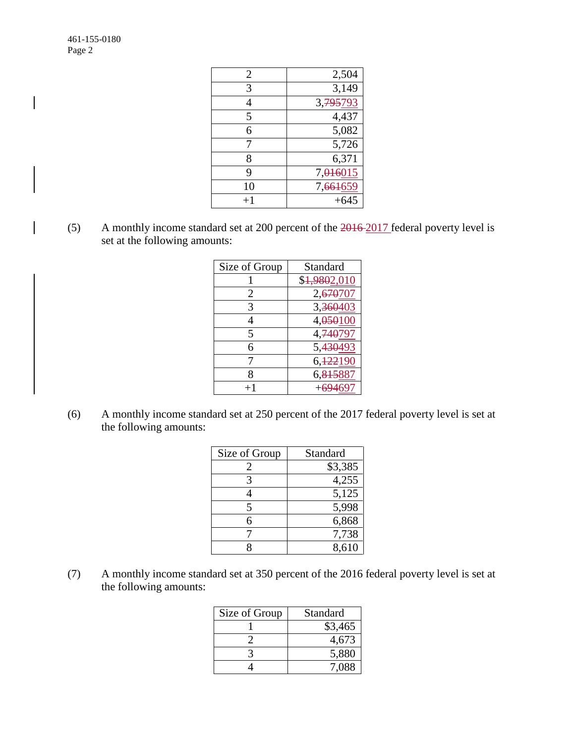| | |
|---|---|
| 2 | 2,504 |
| 3 | 3,149 |
| 4 | 3,~~795~~793 |
| 5 | 4,437 |
| 6 | 5,082 |
| 7 | 5,726 |
| 8 | 6,371 |
| 9 | 7,~~016~~015 |
| 10 | 7,~~661~~659 |
| +1 | +645 |

(5) A monthly income standard set at 200 percent of the ~~2016~~ 2017 federal poverty level is set at the following amounts:

| Size of Group | Standard |
|---|---|
| 1 | $~~1,980~~2,010 |
| 2 | 2,~~670~~707 |
| 3 | 3,~~360~~403 |
| 4 | 4,~~050~~100 |
| 5 | 4,~~740~~797 |
| 6 | 5,~~430~~493 |
| 7 | 6,~~122~~190 |
| 8 | 6,~~815~~887 |
| +1 | +~~694~~697 |

(6) A monthly income standard set at 250 percent of the 2017 federal poverty level is set at the following amounts:

| Size of Group | Standard |
|---|---|
| 2 | $3,385 |
| 3 | 4,255 |
| 4 | 5,125 |
| 5 | 5,998 |
| 6 | 6,868 |
| 7 | 7,738 |
| 8 | 8,610 |

(7) A monthly income standard set at 350 percent of the 2016 federal poverty level is set at the following amounts:

| Size of Group | Standard |
|---|---|
| 1 | $3,465 |
| 2 | 4,673 |
| 3 | 5,880 |
| 4 | 7,088 |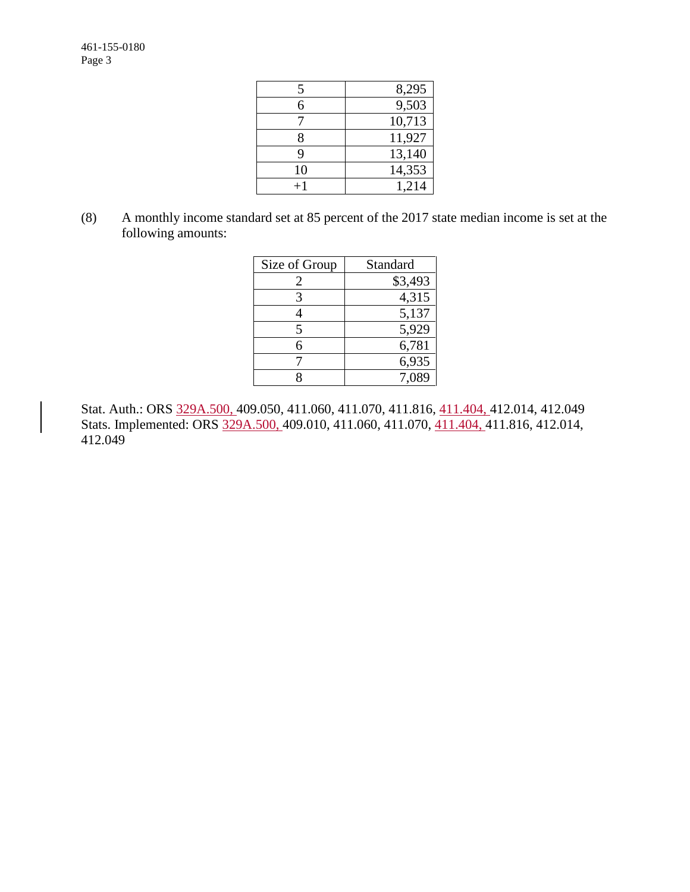| | |
|---|---|
| 5 | 8,295 |
| 6 | 9,503 |
| 7 | 10,713 |
| 8 | 11,927 |
| 9 | 13,140 |
| 10 | 14,353 |
| +1 | 1,214 |

(8) A monthly income standard set at 85 percent of the 2017 state median income is set at the following amounts:

| Size of Group | Standard |
|---|---|
| 2 | $3,493 |
| 3 | 4,315 |
| 4 | 5,137 |
| 5 | 5,929 |
| 6 | 6,781 |
| 7 | 6,935 |
| 8 | 7,089 |

Stat. Auth.: ORS 329A.500, 409.050, 411.060, 411.070, 411.816, 411.404, 412.014, 412.049
Stats. Implemented: ORS 329A.500, 409.010, 411.060, 411.070, 411.404, 411.816, 412.014, 412.049